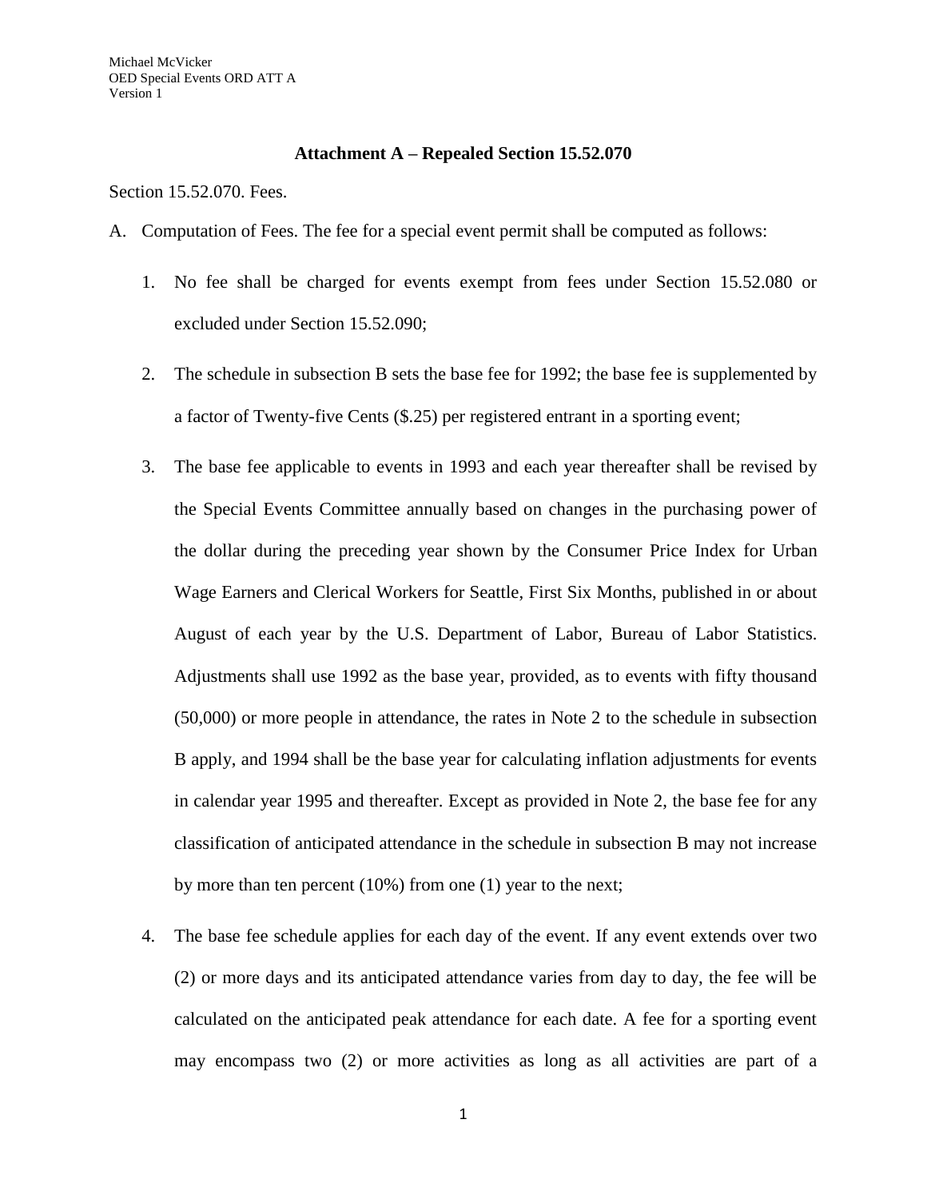Michael McVicker
OED Special Events ORD ATT A
Version 1

# Attachment A – Repealed Section 15.52.070

Section 15.52.070. Fees.

A. Computation of Fees. The fee for a special event permit shall be computed as follows:

1. No fee shall be charged for events exempt from fees under Section 15.52.080 or excluded under Section 15.52.090;

2. The schedule in subsection B sets the base fee for 1992; the base fee is supplemented by a factor of Twenty-five Cents ($.25) per registered entrant in a sporting event;

3. The base fee applicable to events in 1993 and each year thereafter shall be revised by the Special Events Committee annually based on changes in the purchasing power of the dollar during the preceding year shown by the Consumer Price Index for Urban Wage Earners and Clerical Workers for Seattle, First Six Months, published in or about August of each year by the U.S. Department of Labor, Bureau of Labor Statistics. Adjustments shall use 1992 as the base year, provided, as to events with fifty thousand (50,000) or more people in attendance, the rates in Note 2 to the schedule in subsection B apply, and 1994 shall be the base year for calculating inflation adjustments for events in calendar year 1995 and thereafter. Except as provided in Note 2, the base fee for any classification of anticipated attendance in the schedule in subsection B may not increase by more than ten percent (10%) from one (1) year to the next;

4. The base fee schedule applies for each day of the event. If any event extends over two (2) or more days and its anticipated attendance varies from day to day, the fee will be calculated on the anticipated peak attendance for each date. A fee for a sporting event may encompass two (2) or more activities as long as all activities are part of a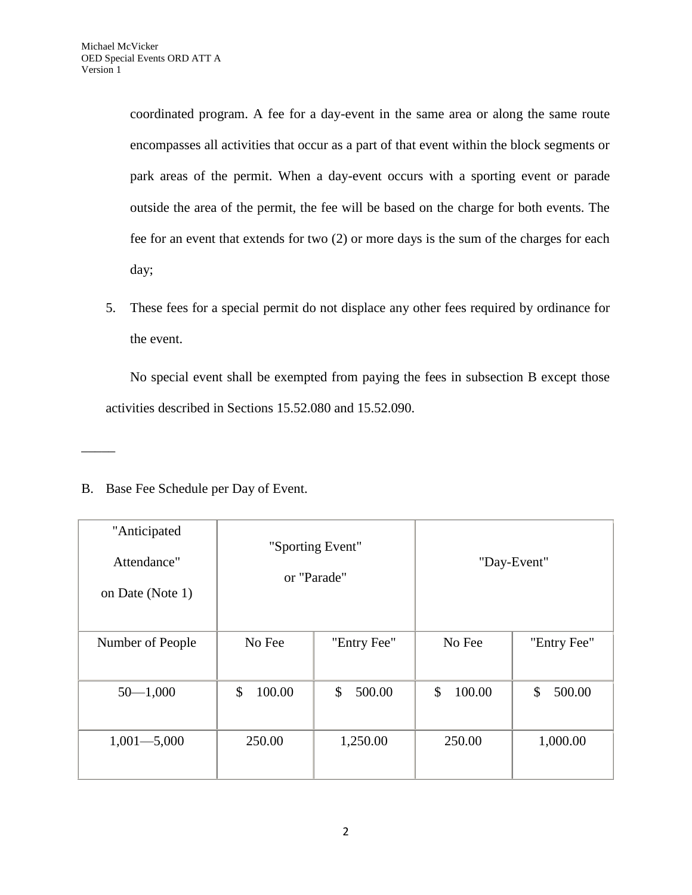coordinated program. A fee for a day-event in the same area or along the same route encompasses all activities that occur as a part of that event within the block segments or park areas of the permit. When a day-event occurs with a sporting event or parade outside the area of the permit, the fee will be based on the charge for both events. The fee for an event that extends for two (2) or more days is the sum of the charges for each day;

5. These fees for a special permit do not displace any other fees required by ordinance for the event.

No special event shall be exempted from paying the fees in subsection B except those activities described in Sections 15.52.080 and 15.52.090.

_____

B. Base Fee Schedule per Day of Event.

| "Anticipated Attendance" on Date (Note 1) | "Sporting Event" or "Parade" | | "Day-Event" | |
|---|---|---|---|---|
| Number of People | No Fee | "Entry Fee" | No Fee | "Entry Fee" |
| 50—1,000 | $ 100.00 | $ 500.00 | $ 100.00 | $ 500.00 |
| 1,001—5,000 | 250.00 | 1,250.00 | 250.00 | 1,000.00 |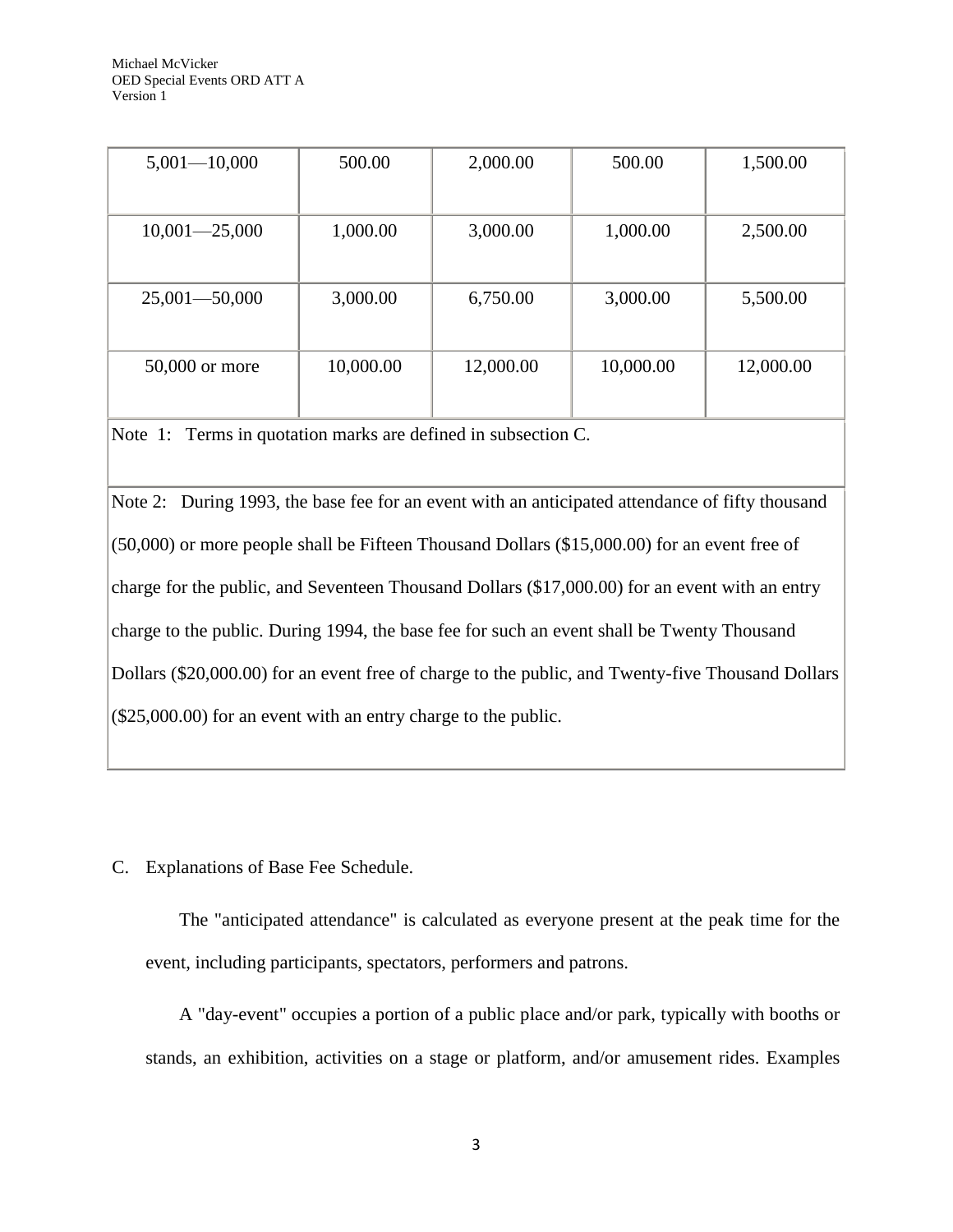| | | | | |
|---|---|---|---|---|
| 5,001—10,000 | 500.00 | 2,000.00 | 500.00 | 1,500.00 |
| 10,001—25,000 | 1,000.00 | 3,000.00 | 1,000.00 | 2,500.00 |
| 25,001—50,000 | 3,000.00 | 6,750.00 | 3,000.00 | 5,500.00 |
| 50,000 or more | 10,000.00 | 12,000.00 | 10,000.00 | 12,000.00 |
| Note 1: Terms in quotation marks are defined in subsection C. | | | | |
| Note 2: During 1993, the base fee for an event with an anticipated attendance of fifty thousand (50,000) or more people shall be Fifteen Thousand Dollars ($15,000.00) for an event free of charge for the public, and Seventeen Thousand Dollars ($17,000.00) for an event with an entry charge to the public. During 1994, the base fee for such an event shall be Twenty Thousand Dollars ($20,000.00) for an event free of charge to the public, and Twenty-five Thousand Dollars ($25,000.00) for an event with an entry charge to the public. | | | | |

C. Explanations of Base Fee Schedule.

The "anticipated attendance" is calculated as everyone present at the peak time for the event, including participants, spectators, performers and patrons.

A "day-event" occupies a portion of a public place and/or park, typically with booths or stands, an exhibition, activities on a stage or platform, and/or amusement rides. Examples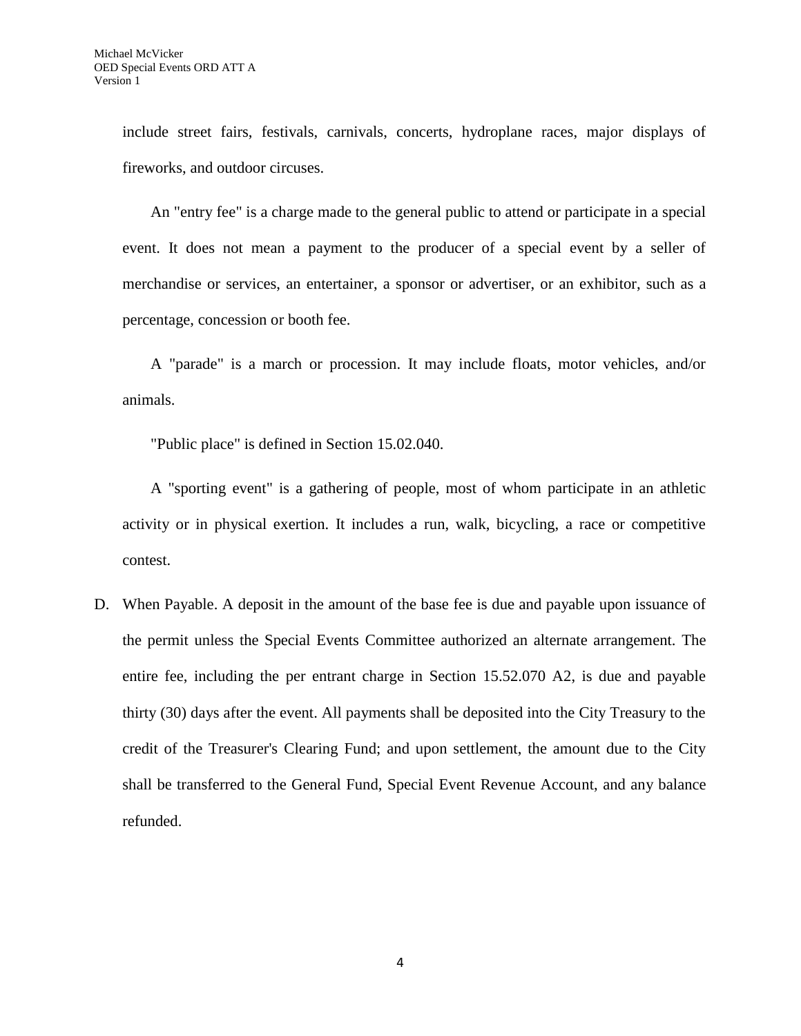include street fairs, festivals, carnivals, concerts, hydroplane races, major displays of fireworks, and outdoor circuses.

An "entry fee" is a charge made to the general public to attend or participate in a special event. It does not mean a payment to the producer of a special event by a seller of merchandise or services, an entertainer, a sponsor or advertiser, or an exhibitor, such as a percentage, concession or booth fee.

A "parade" is a march or procession. It may include floats, motor vehicles, and/or animals.

"Public place" is defined in Section 15.02.040.

A "sporting event" is a gathering of people, most of whom participate in an athletic activity or in physical exertion. It includes a run, walk, bicycling, a race or competitive contest.

D. When Payable. A deposit in the amount of the base fee is due and payable upon issuance of the permit unless the Special Events Committee authorized an alternate arrangement. The entire fee, including the per entrant charge in Section 15.52.070 A2, is due and payable thirty (30) days after the event. All payments shall be deposited into the City Treasury to the credit of the Treasurer's Clearing Fund; and upon settlement, the amount due to the City shall be transferred to the General Fund, Special Event Revenue Account, and any balance refunded.